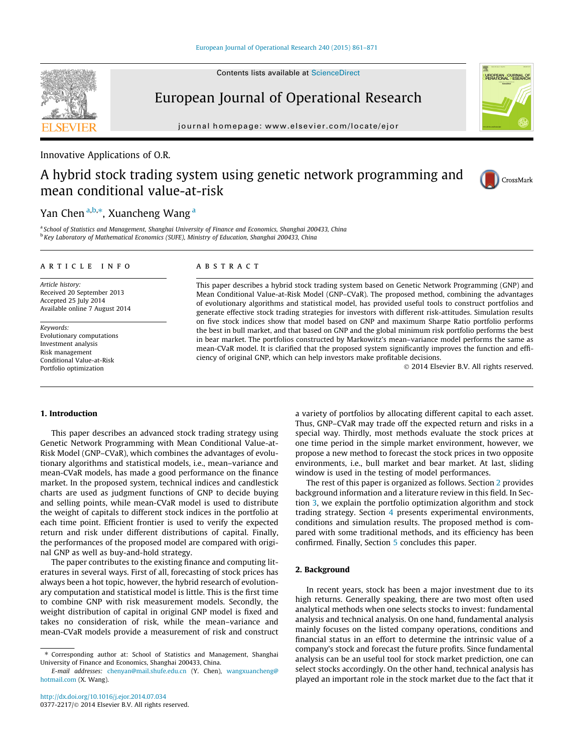Innovative Applications of O.R.

# A hybrid stock trading system using genetic network programming and mean conditional value-at-risk

Yan Chen [a,b,*], Xuancheng Wang [a]

[a] School of Statistics and Management, Shanghai University of Finance and Economics, Shanghai 200433, China
[b] Key Laboratory of Mathematical Economics (SUFE), Ministry of Education, Shanghai 200433, China

**ARTICLE INFO**

*Article history:*
Received 20 September 2013
Accepted 25 July 2014
Available online 7 August 2014

*Keywords:*
Evolutionary computations
Investment analysis
Risk management
Conditional Value-at-Risk
Portfolio optimization

**ABSTRACT**

This paper describes a hybrid stock trading system based on Genetic Network Programming (GNP) and Mean Conditional Value-at-Risk Model (GNP–CVaR). The proposed method, combining the advantages of evolutionary algorithms and statistical model, has provided useful tools to construct portfolios and generate effective stock trading strategies for investors with different risk-attitudes. Simulation results on five stock indices show that model based on GNP and maximum Sharpe Ratio portfolio performs the best in bull market, and that based on GNP and the global minimum risk portfolio performs the best in bear market. The portfolios constructed by Markowitz's mean–variance model performs the same as mean-CVaR model. It is clarified that the proposed system significantly improves the function and efficiency of original GNP, which can help investors make profitable decisions.

© 2014 Elsevier B.V. All rights reserved.

## 1. Introduction

This paper describes an advanced stock trading strategy using Genetic Network Programming with Mean Conditional Value-at-Risk Model (GNP–CVaR), which combines the advantages of evolutionary algorithms and statistical models, i.e., mean–variance and mean-CVaR models, has made a good performance on the finance market. In the proposed system, technical indices and candlestick charts are used as judgment functions of GNP to decide buying and selling points, while mean-CVaR model is used to distribute the weight of capitals to different stock indices in the portfolio at each time point. Efficient frontier is used to verify the expected return and risk under different distributions of capital. Finally, the performances of the proposed model are compared with original GNP as well as buy-and-hold strategy.

The paper contributes to the existing finance and computing literatures in several ways. First of all, forecasting of stock prices has always been a hot topic, however, the hybrid research of evolutionary computation and statistical model is little. This is the first time to combine GNP with risk measurement models. Secondly, the weight distribution of capital in original GNP model is fixed and takes no consideration of risk, while the mean–variance and mean-CVaR models provide a measurement of risk and construct a variety of portfolios by allocating different capital to each asset. Thus, GNP–CVaR may trade off the expected return and risks in a special way. Thirdly, most methods evaluate the stock prices at one time period in the simple market environment, however, we propose a new method to forecast the stock prices in two opposite environments, i.e., bull market and bear market. At last, sliding window is used in the testing of model performances.

The rest of this paper is organized as follows. Section 2 provides background information and a literature review in this field. In Section 3, we explain the portfolio optimization algorithm and stock trading strategy. Section 4 presents experimental environments, conditions and simulation results. The proposed method is compared with some traditional methods, and its efficiency has been confirmed. Finally, Section 5 concludes this paper.

## 2. Background

In recent years, stock has been a major investment due to its high returns. Generally speaking, there are two most often used analytical methods when one selects stocks to invest: fundamental analysis and technical analysis. On one hand, fundamental analysis mainly focuses on the listed company operations, conditions and financial status in an effort to determine the intrinsic value of a company's stock and forecast the future profits. Since fundamental analysis can be an useful tool for stock market prediction, one can select stocks accordingly. On the other hand, technical analysis has played an important role in the stock market due to the fact that it

---

* Corresponding author at: School of Statistics and Management, Shanghai University of Finance and Economics, Shanghai 200433, China.
*E-mail addresses:* chenyan@mail.shufe.edu.cn (Y. Chen), wangxuancheng@hotmail.com (X. Wang).

http://dx.doi.org/10.1016/j.ejor.2014.07.034
0377-2217/© 2014 Elsevier B.V. All rights reserved.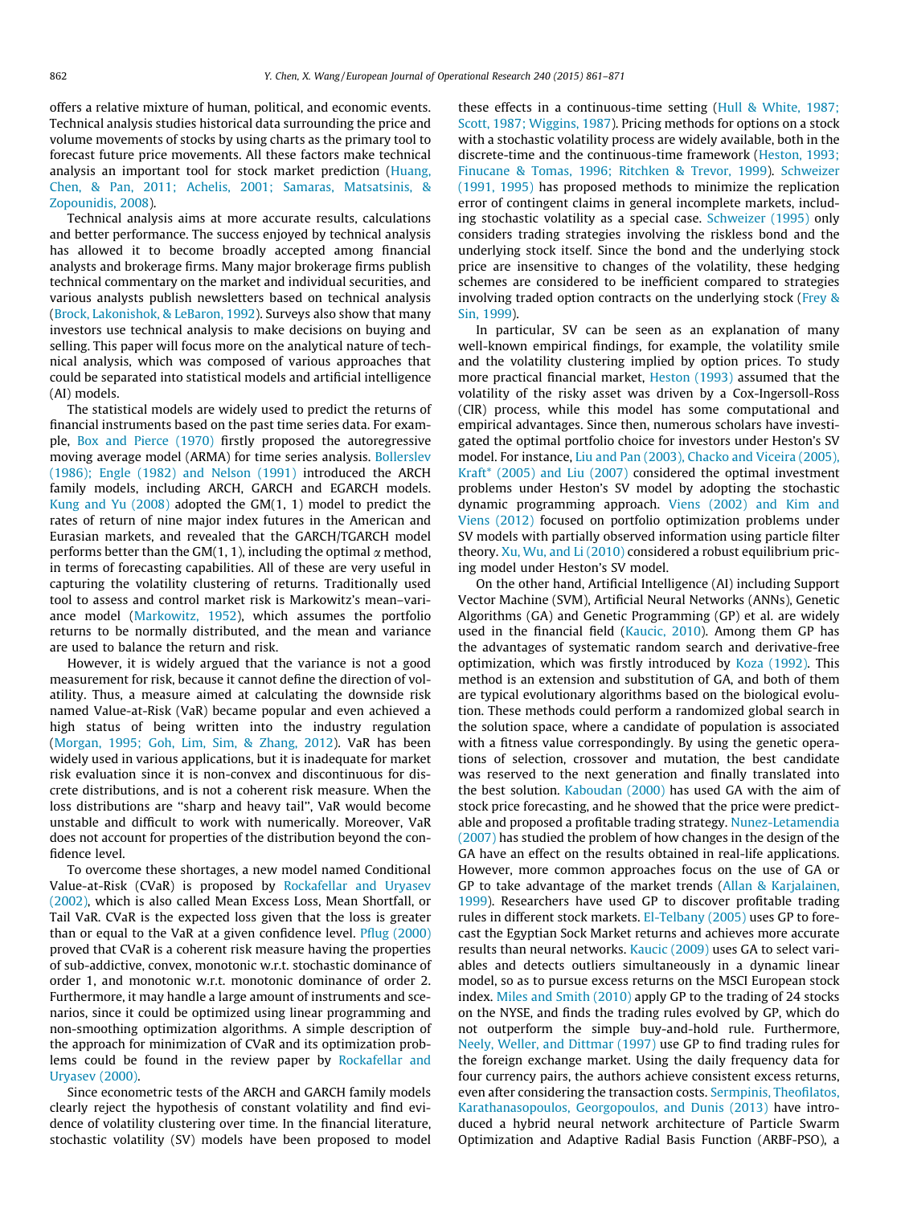offers a relative mixture of human, political, and economic events. Technical analysis studies historical data surrounding the price and volume movements of stocks by using charts as the primary tool to forecast future price movements. All these factors make technical analysis an important tool for stock market prediction (Huang, Chen, & Pan, 2011; Achelis, 2001; Samaras, Matsatsinis, & Zopounidis, 2008).

Technical analysis aims at more accurate results, calculations and better performance. The success enjoyed by technical analysis has allowed it to become broadly accepted among financial analysts and brokerage firms. Many major brokerage firms publish technical commentary on the market and individual securities, and various analysts publish newsletters based on technical analysis (Brock, Lakonishok, & LeBaron, 1992). Surveys also show that many investors use technical analysis to make decisions on buying and selling. This paper will focus more on the analytical nature of technical analysis, which was composed of various approaches that could be separated into statistical models and artificial intelligence (AI) models.

The statistical models are widely used to predict the returns of financial instruments based on the past time series data. For example, Box and Pierce (1970) firstly proposed the autoregressive moving average model (ARMA) for time series analysis. Bollerslev (1986); Engle (1982) and Nelson (1991) introduced the ARCH family models, including ARCH, GARCH and EGARCH models. Kung and Yu (2008) adopted the GM(1, 1) model to predict the rates of return of nine major index futures in the American and Eurasian markets, and revealed that the GARCH/TGARCH model performs better than the GM(1, 1), including the optimal $\alpha$ method, in terms of forecasting capabilities. All of these are very useful in capturing the volatility clustering of returns. Traditionally used tool to assess and control market risk is Markowitz's mean–variance model (Markowitz, 1952), which assumes the portfolio returns to be normally distributed, and the mean and variance are used to balance the return and risk.

However, it is widely argued that the variance is not a good measurement for risk, because it cannot define the direction of volatility. Thus, a measure aimed at calculating the downside risk named Value-at-Risk (VaR) became popular and even achieved a high status of being written into the industry regulation (Morgan, 1995; Goh, Lim, Sim, & Zhang, 2012). VaR has been widely used in various applications, but it is inadequate for market risk evaluation since it is non-convex and discontinuous for discrete distributions, and is not a coherent risk measure. When the loss distributions are "sharp and heavy tail", VaR would become unstable and difficult to work with numerically. Moreover, VaR does not account for properties of the distribution beyond the confidence level.

To overcome these shortages, a new model named Conditional Value-at-Risk (CVaR) is proposed by Rockafellar and Uryasev (2002), which is also called Mean Excess Loss, Mean Shortfall, or Tail VaR. CVaR is the expected loss given that the loss is greater than or equal to the VaR at a given confidence level. Pflug (2000) proved that CVaR is a coherent risk measure having the properties of sub-addictive, convex, monotonic w.r.t. stochastic dominance of order 1, and monotonic w.r.t. monotonic dominance of order 2. Furthermore, it may handle a large amount of instruments and scenarios, since it could be optimized using linear programming and non-smoothing optimization algorithms. A simple description of the approach for minimization of CVaR and its optimization problems could be found in the review paper by Rockafellar and Uryasev (2000).

Since econometric tests of the ARCH and GARCH family models clearly reject the hypothesis of constant volatility and find evidence of volatility clustering over time. In the financial literature, stochastic volatility (SV) models have been proposed to model these effects in a continuous-time setting (Hull & White, 1987; Scott, 1987; Wiggins, 1987). Pricing methods for options on a stock with a stochastic volatility process are widely available, both in the discrete-time and the continuous-time framework (Heston, 1993; Finucane & Tomas, 1996; Ritchken & Trevor, 1999). Schweizer (1991, 1995) has proposed methods to minimize the replication error of contingent claims in general incomplete markets, including stochastic volatility as a special case. Schweizer (1995) only considers trading strategies involving the riskless bond and the underlying stock itself. Since the bond and the underlying stock price are insensitive to changes of the volatility, these hedging schemes are considered to be inefficient compared to strategies involving traded option contracts on the underlying stock (Frey & Sin, 1999).

In particular, SV can be seen as an explanation of many well-known empirical findings, for example, the volatility smile and the volatility clustering implied by option prices. To study more practical financial market, Heston (1993) assumed that the volatility of the risky asset was driven by a Cox-Ingersoll-Ross (CIR) process, while this model has some computational and empirical advantages. Since then, numerous scholars have investigated the optimal portfolio choice for investors under Heston's SV model. For instance, Liu and Pan (2003), Chacko and Viceira (2005), Kraft* (2005) and Liu (2007) considered the optimal investment problems under Heston's SV model by adopting the stochastic dynamic programming approach. Viens (2002) and Kim and Viens (2012) focused on portfolio optimization problems under SV models with partially observed information using particle filter theory. Xu, Wu, and Li (2010) considered a robust equilibrium pricing model under Heston's SV model.

On the other hand, Artificial Intelligence (AI) including Support Vector Machine (SVM), Artificial Neural Networks (ANNs), Genetic Algorithms (GA) and Genetic Programming (GP) et al. are widely used in the financial field (Kaucic, 2010). Among them GP has the advantages of systematic random search and derivative-free optimization, which was firstly introduced by Koza (1992). This method is an extension and substitution of GA, and both of them are typical evolutionary algorithms based on the biological evolution. These methods could perform a randomized global search in the solution space, where a candidate of population is associated with a fitness value correspondingly. By using the genetic operations of selection, crossover and mutation, the best candidate was reserved to the next generation and finally translated into the best solution. Kaboudan (2000) has used GA with the aim of stock price forecasting, and he showed that the price were predictable and proposed a profitable trading strategy. Nunez-Letamendia (2007) has studied the problem of how changes in the design of the GA have an effect on the results obtained in real-life applications. However, more common approaches focus on the use of GA or GP to take advantage of the market trends (Allan & Karjalainen, 1999). Researchers have used GP to discover profitable trading rules in different stock markets. El-Telbany (2005) uses GP to forecast the Egyptian Sock Market returns and achieves more accurate results than neural networks. Kaucic (2009) uses GA to select variables and detects outliers simultaneously in a dynamic linear model, so as to pursue excess returns on the MSCI European stock index. Miles and Smith (2010) apply GP to the trading of 24 stocks on the NYSE, and finds the trading rules evolved by GP, which do not outperform the simple buy-and-hold rule. Furthermore, Neely, Weller, and Dittmar (1997) use GP to find trading rules for the foreign exchange market. Using the daily frequency data for four currency pairs, the authors achieve consistent excess returns, even after considering the transaction costs. Sermpinis, Theofilatos, Karathanasopoulos, Georgopoulos, and Dunis (2013) have introduced a hybrid neural network architecture of Particle Swarm Optimization and Adaptive Radial Basis Function (ARBF-PSO), a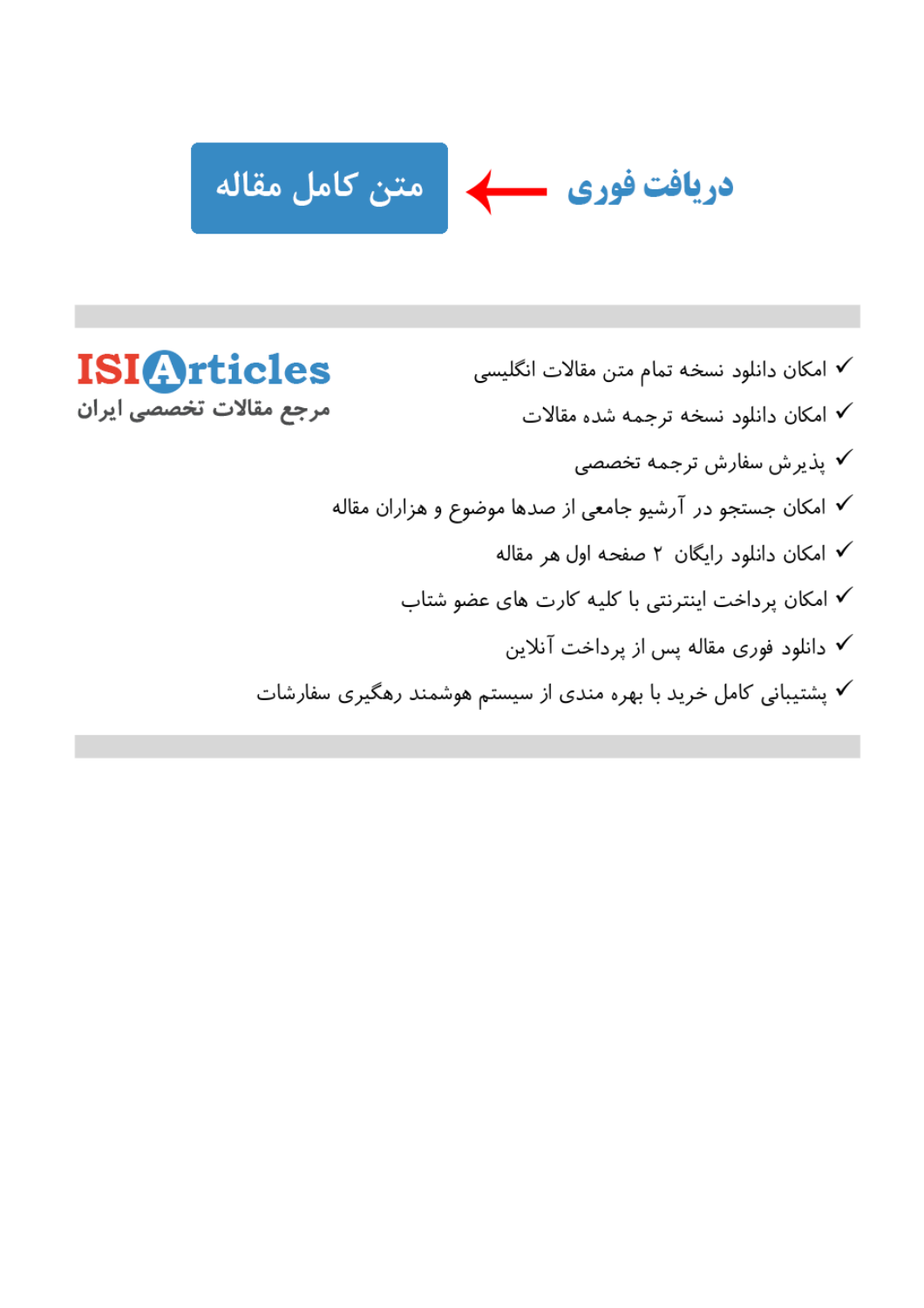دریافت فوری ← **متن کامل مقاله**

**ISIArticles**
مرجع مقالات تخصصی ایران

- ✓ امکان دانلود نسخه تمام متن مقالات انگلیسی
- ✓ امکان دانلود نسخه ترجمه شده مقالات
- ✓ پذیرش سفارش ترجمه تخصصی
- ✓ امکان جستجو در آرشیو جامعی از صدها موضوع و هزاران مقاله
- ✓ امکان دانلود رایگان ۲ صفحه اول هر مقاله
- ✓ امکان پرداخت اینترنتی با کلیه کارت های عضو شتاب
- ✓ دانلود فوری مقاله پس از پرداخت آنلاین
- ✓ پشتیبانی کامل خرید با بهره مندی از سیستم هوشمند رهگیری سفارشات